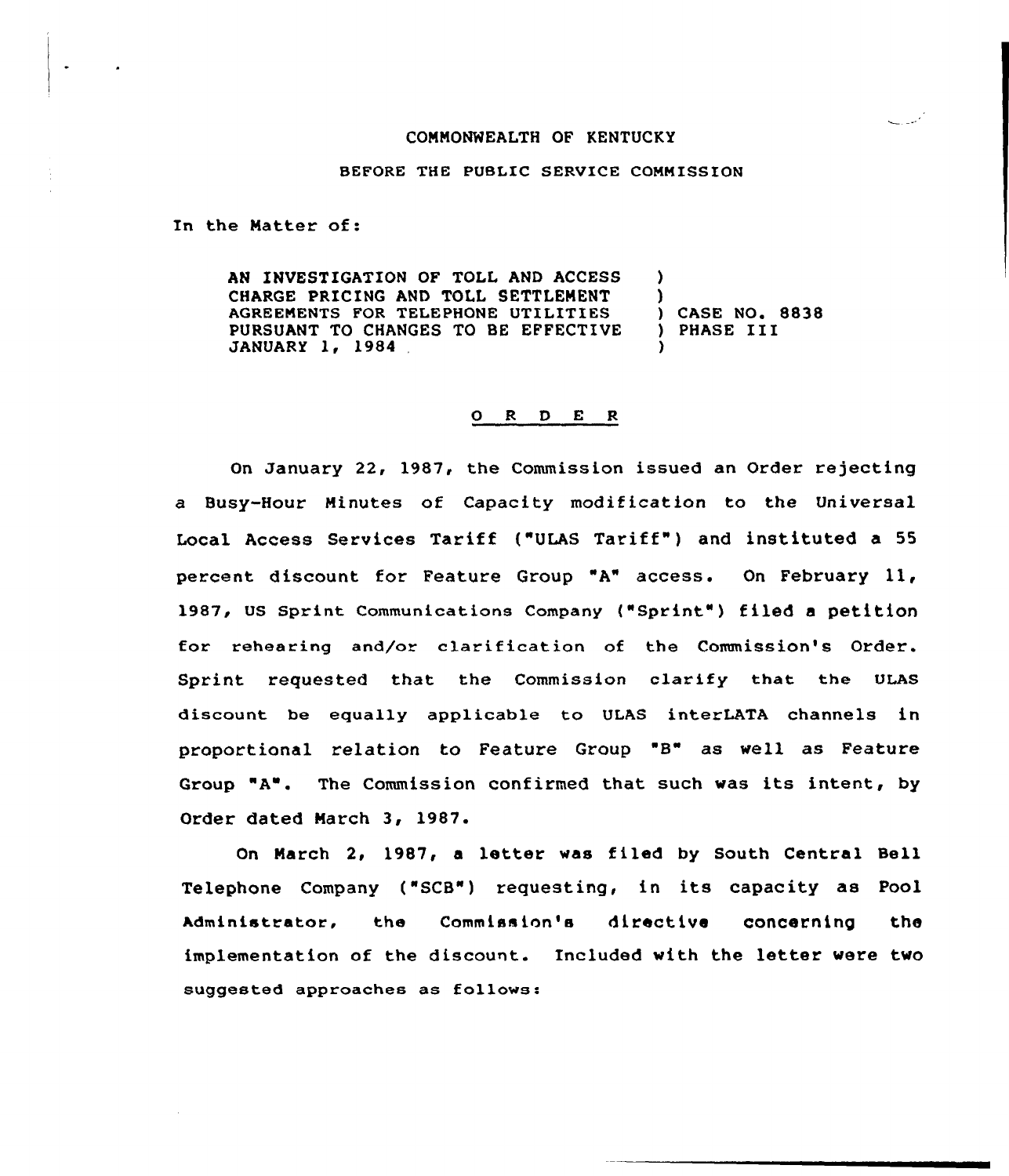COMMONWEALTH OF KENTUCKY

BEFORE THE PUBLIC SERVICE COMMISSION

In the Matter of:

| | | |
|---|---|---|
| AN INVESTIGATION OF TOLL AND ACCESS CHARGE PRICING AND TOLL SETTLEMENT AGREEMENTS FOR TELEPHONE UTILITIES PURSUANT TO CHANGES TO BE EFFECTIVE JANUARY 1, 1984 | ) | CASE NO. 8838 PHASE III |

## O R D E R

On January 22, 1987, the Commission issued an Order rejecting a Busy-Hour Minutes of Capacity modification to the Universal Local Access Services Tariff ("ULAS Tariff") and instituted a 55 percent discount for Feature Group "A" access. On February 11, 1987, US Sprint Communications Company ("Sprint") filed a petition for rehearing and/or clarification of the Commission's Order. Sprint requested that the Commission clarify that the ULAS discount be equally applicable to ULAS interLATA channels in proportional relation to Feature Group "B" as well as Feature Group "A". The Commission confirmed that such was its intent, by Order dated March 3, 1987.

On March 2, 1987, a letter was filed by South Central Bell Telephone Company ("SCB") requesting, in its capacity as Pool Administrator, the Commission's directive concerning the implementation of the discount. Included with the letter were two suggested approaches as follows: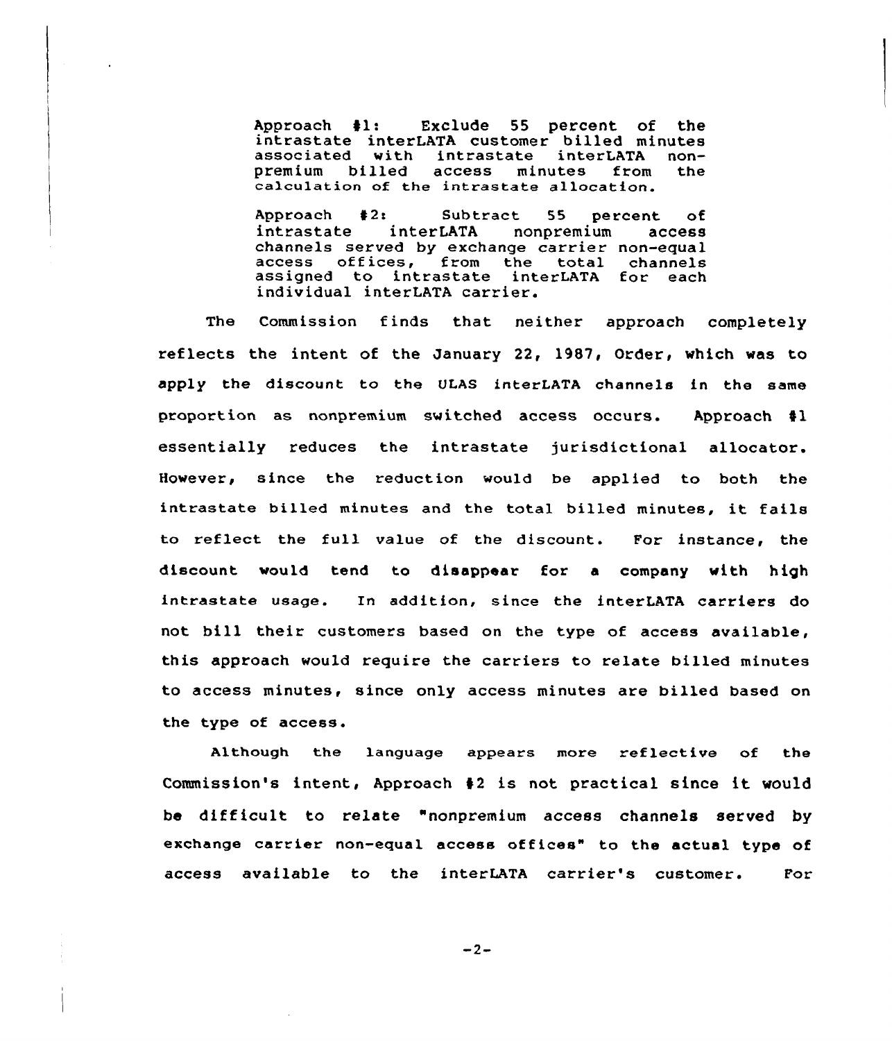> Approach #1: Exclude 55 percent of the intrastate interLATA customer billed minutes associated with intrastate interLATA nonpremium billed access minutes from the calculation of the intrastate allocation.
>
> Approach #2: Subtract 55 percent of intrastate interLATA nonpremium access channels served by exchange carrier non-equal access offices, from the total channels assigned to intrastate interLATA for each individual interLATA carrier.

The Commission finds that neither approach completely reflects the intent of the January 22, 1987, Order, which was to apply the discount to the ULAS interLATA channels in the same proportion as nonpremium switched access occurs. Approach #1 essentially reduces the intrastate jurisdictional allocator. However, since the reduction would be applied to both the intrastate billed minutes and the total billed minutes, it fails to reflect the full value of the discount. For instance, the discount would tend to disappear for a company with high intrastate usage. In addition, since the interLATA carriers do not bill their customers based on the type of access available, this approach would require the carriers to relate billed minutes to access minutes, since only access minutes are billed based on the type of access.

Although the language appears more reflective of the Commission's intent, Approach #2 is not practical since it would be difficult to relate "nonpremium access channels served by exchange carrier non-equal access offices" to the actual type of access available to the interLATA carrier's customer. For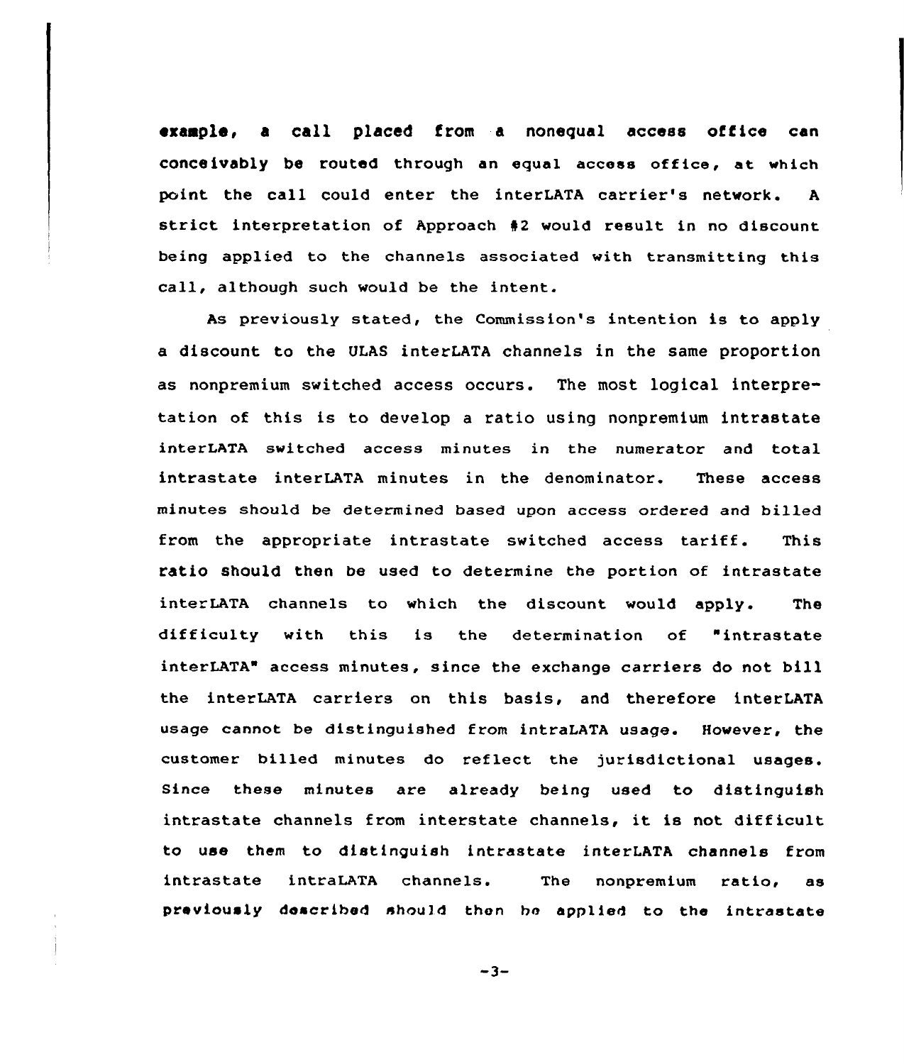example, a call placed from a nonequal access office can conceivably be routed through an equal access office, at which point the call could enter the interLATA carrier's network. A strict interpretation of Approach #2 would result in no discount being applied to the channels associated with transmitting this call, although such would be the intent.

As previously stated, the Commission's intention is to apply a discount to the ULAS interLATA channels in the same proportion as nonpremium switched access occurs. The most logical interpretation of this is to develop a ratio using nonpremium intrastate interLATA switched access minutes in the numerator and total intrastate interLATA minutes in the denominator. These access minutes should be determined based upon access ordered and billed from the appropriate intrastate switched access tariff. This ratio should then be used to determine the portion of intrastate interLATA channels to which the discount would apply. The difficulty with this is the determination of "intrastate interLATA" access minutes, since the exchange carriers do not bill the interLATA carriers on this basis, and therefore interLATA usage cannot be distinguished from intraLATA usage. However, the customer billed minutes do reflect the jurisdictional usages. Since these minutes are already being used to distinguish intrastate channels from interstate channels, it is not difficult to use them to distinguish intrastate interLATA channels from intrastate intraLATA channels. The nonpremium ratio, as previously described should then be applied to the intrastate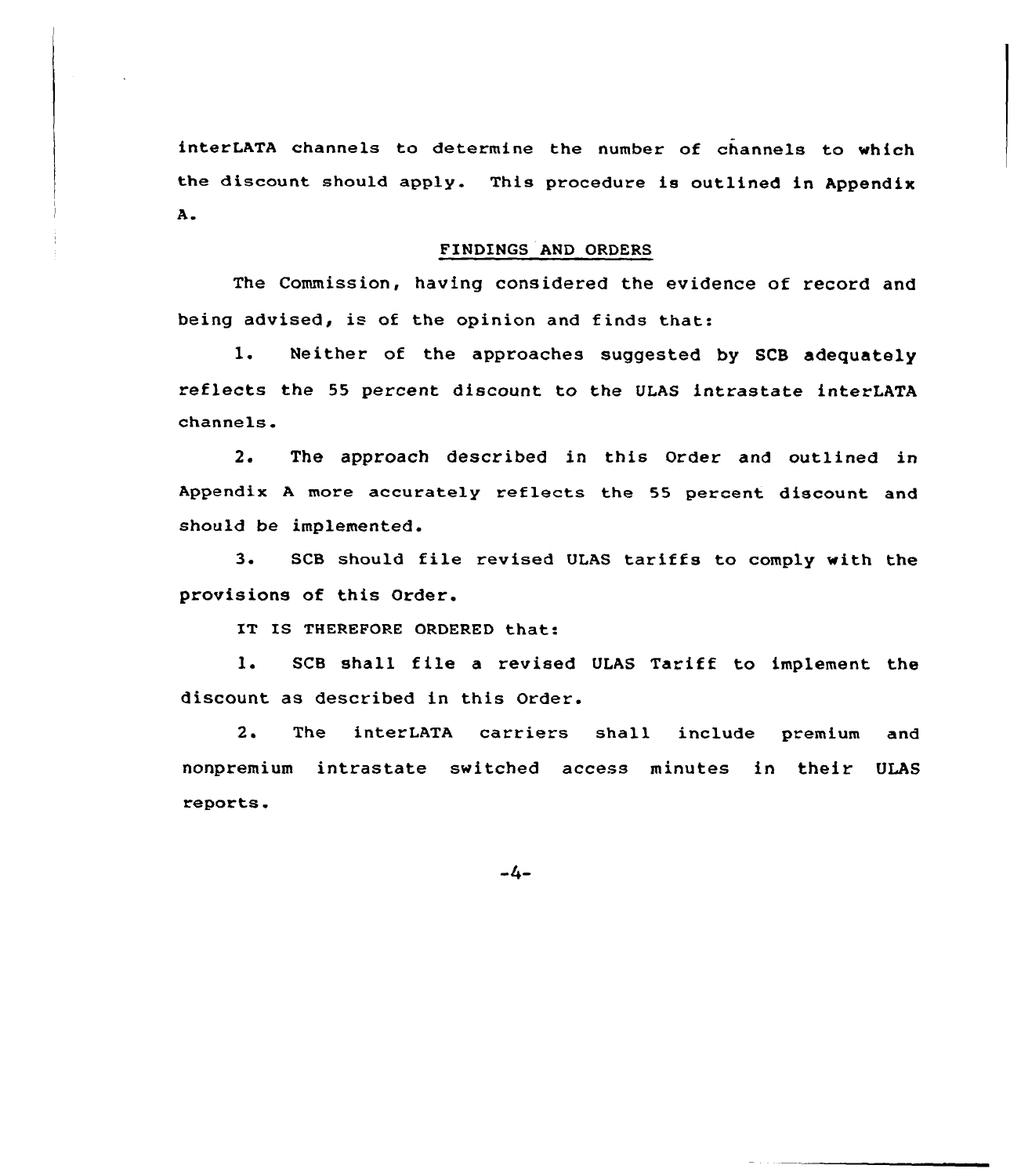interLATA channels to determine the number of channels to which the discount should apply. This procedure is outlined in Appendix A.

## FINDINGS AND ORDERS

The Commission, having considered the evidence of record and being advised, is of the opinion and finds that:

1. Neither of the approaches suggested by SCB adequately reflects the 55 percent discount to the ULAS intrastate interLATA channels.

2. The approach described in this Order and outlined in Appendix A more accurately reflects the 55 percent discount and should be implemented.

3. SCB should file revised ULAS tariffs to comply with the provisions of this Order.

IT IS THEREFORE ORDERED that:

1. SCB shall file a revised ULAS Tariff to implement the discount as described in this Order.

2. The interLATA carriers shall include premium and nonpremium intrastate switched access minutes in their ULAS reports.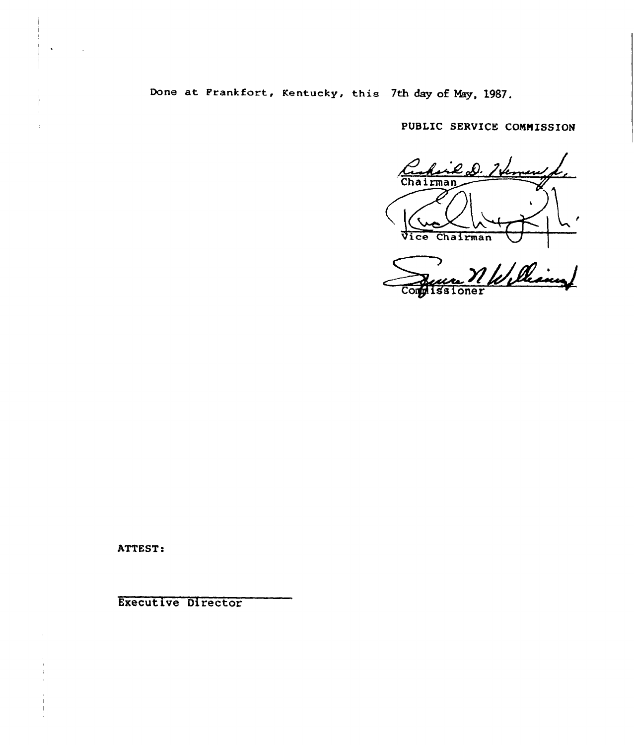Done at Frankfort, Kentucky, this 7th day of May, 1987.

PUBLIC SERVICE COMMISSION

Chairman

Vice Chairman

Commissioner

ATTEST:

Executive Director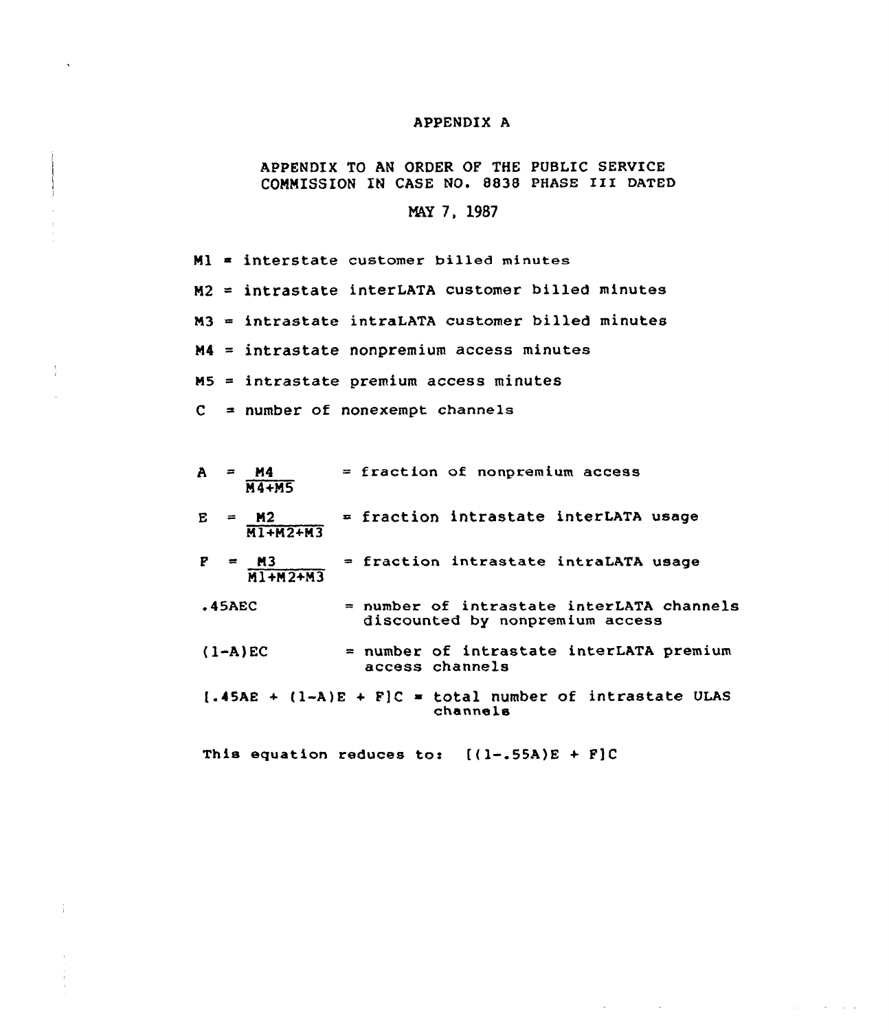# APPENDIX A

## APPENDIX TO AN ORDER OF THE PUBLIC SERVICE COMMISSION IN CASE NO. 8838 PHASE III DATED

## MAY 7, 1987

$M1$ = interstate customer billed minutes

$M2$ = intrastate interLATA customer billed minutes

$M3$ = intrastate intraLATA customer billed minutes

$M4$ = intrastate nonpremium access minutes

$M5$ = intrastate premium access minutes

$C$ = number of nonexempt channels

$A = \frac{M4}{M4+M5}$ = fraction of nonpremium access

$E = \frac{M2}{M1+M2+M3}$ = fraction intrastate interLATA usage

$F = \frac{M3}{M1+M2+M3}$ = fraction intrastate intraLATA usage

$.45AEC$ = number of intrastate interLATA channels discounted by nonpremium access

$(1-A)EC$ = number of intrastate interLATA premium access channels

$[.45AE + (1-A)E + F]C$ = total number of intrastate ULAS channels

This equation reduces to: $[(1-.55A)E + F]C$